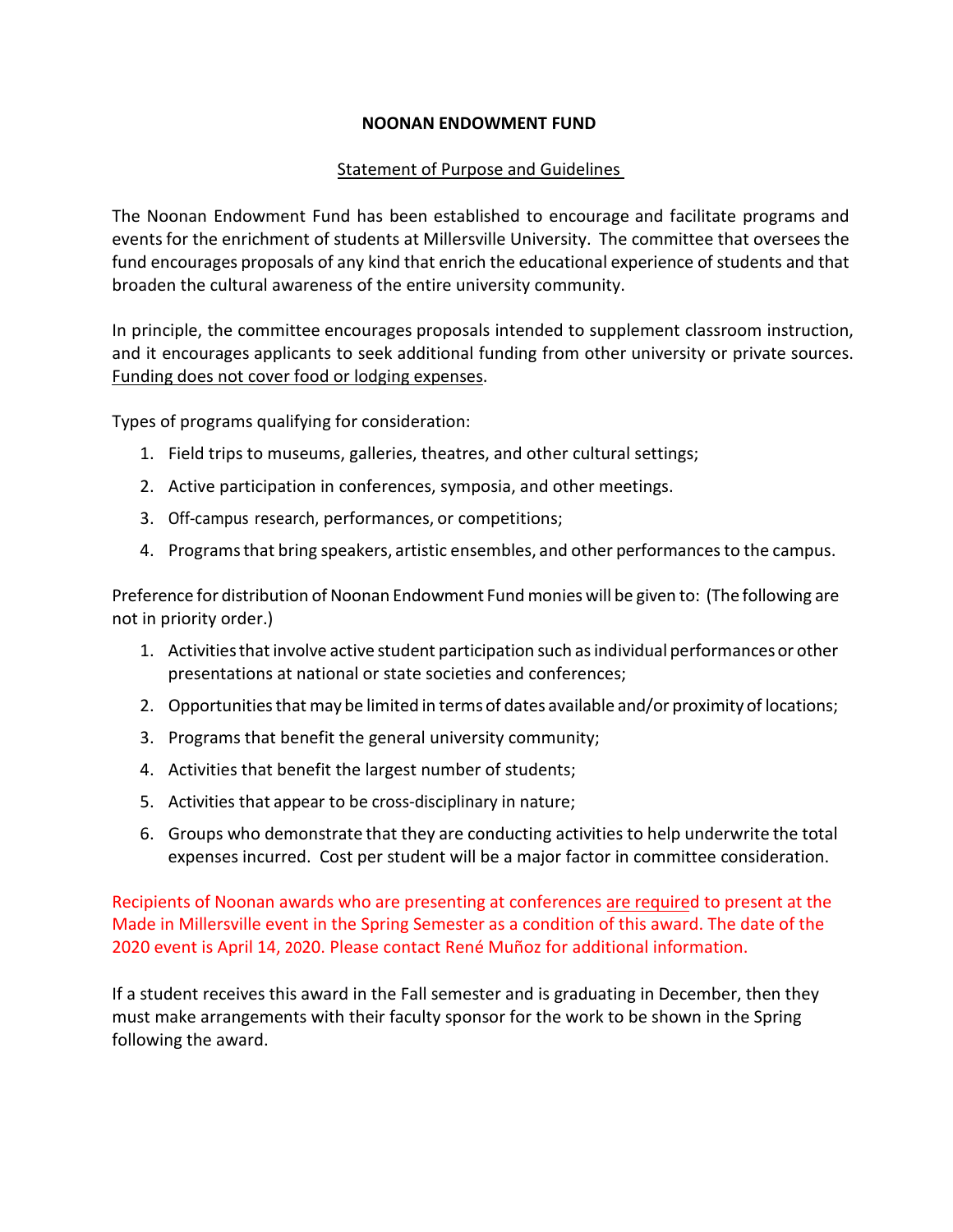# NOONAN ENDOWMENT FUND

## Statement of Purpose and Guidelines

The Noonan Endowment Fund has been established to encourage and facilitate programs and events for the enrichment of students at Millersville University. The committee that oversees the fund encourages proposals of any kind that enrich the educational experience of students and that broaden the cultural awareness of the entire university community.

In principle, the committee encourages proposals intended to supplement classroom instruction, and it encourages applicants to seek additional funding from other university or private sources. Funding does not cover food or lodging expenses.

Types of programs qualifying for consideration:

1. Field trips to museums, galleries, theatres, and other cultural settings;
2. Active participation in conferences, symposia, and other meetings.
3. Off-campus research, performances, or competitions;
4. Programs that bring speakers, artistic ensembles, and other performances to the campus.

Preference for distribution of Noonan Endowment Fund monies will be given to: (The following are not in priority order.)

1. Activities that involve active student participation such as individual performances or other presentations at national or state societies and conferences;
2. Opportunities that may be limited in terms of dates available and/or proximity of locations;
3. Programs that benefit the general university community;
4. Activities that benefit the largest number of students;
5. Activities that appear to be cross-disciplinary in nature;
6. Groups who demonstrate that they are conducting activities to help underwrite the total expenses incurred. Cost per student will be a major factor in committee consideration.

Recipients of Noonan awards who are presenting at conferences are required to present at the Made in Millersville event in the Spring Semester as a condition of this award. The date of the 2020 event is April 14, 2020. Please contact René Muñoz for additional information.

If a student receives this award in the Fall semester and is graduating in December, then they must make arrangements with their faculty sponsor for the work to be shown in the Spring following the award.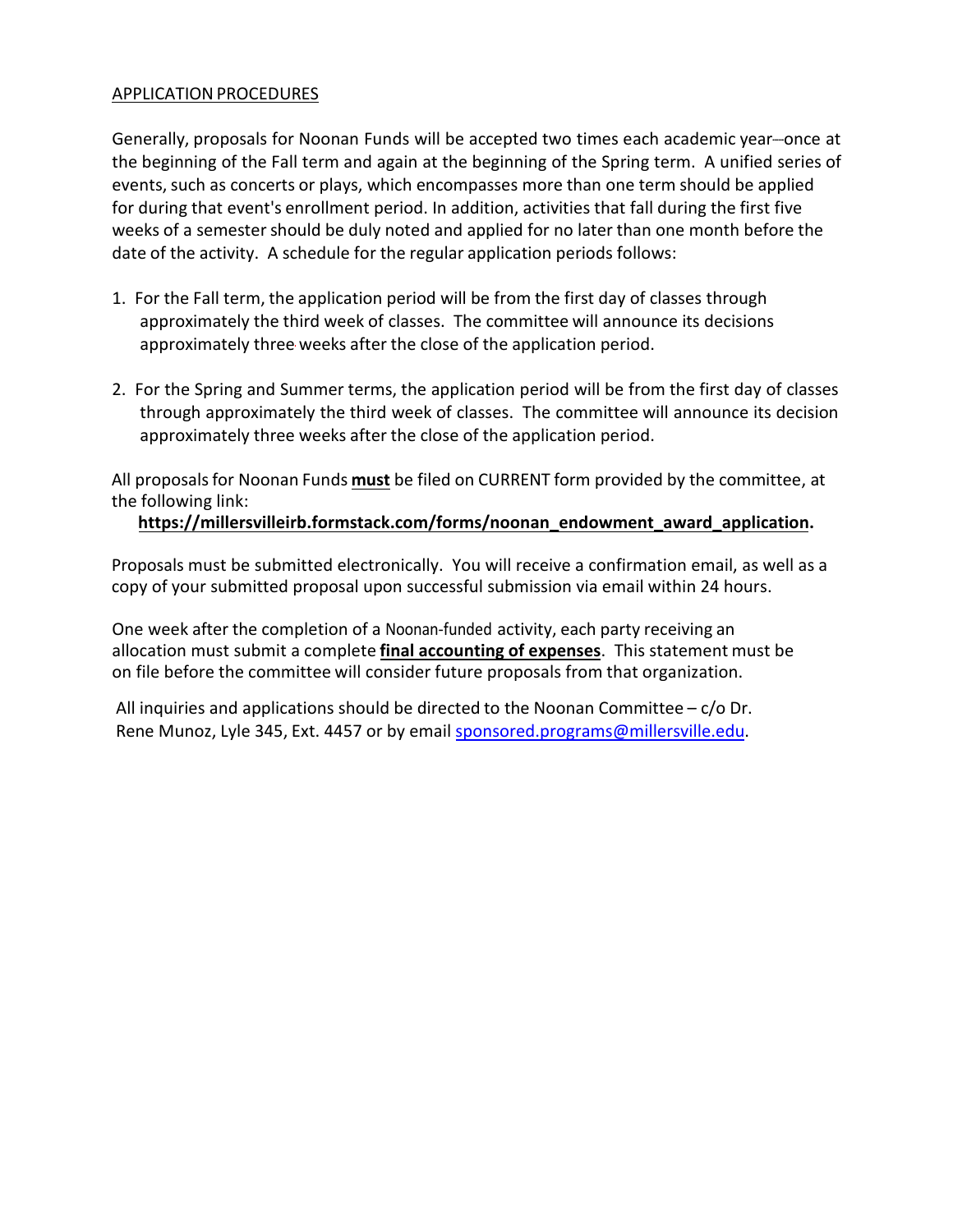## APPLICATION PROCEDURES

Generally, proposals for Noonan Funds will be accepted two times each academic year—once at the beginning of the Fall term and again at the beginning of the Spring term. A unified series of events, such as concerts or plays, which encompasses more than one term should be applied for during that event's enrollment period. In addition, activities that fall during the first five weeks of a semester should be duly noted and applied for no later than one month before the date of the activity. A schedule for the regular application periods follows:

1. For the Fall term, the application period will be from the first day of classes through approximately the third week of classes. The committee will announce its decisions approximately three weeks after the close of the application period.

2. For the Spring and Summer terms, the application period will be from the first day of classes through approximately the third week of classes. The committee will announce its decision approximately three weeks after the close of the application period.

All proposals for Noonan Funds **must** be filed on CURRENT form provided by the committee, at the following link:

**https://millersvilleirb.formstack.com/forms/noonan_endowment_award_application.**

Proposals must be submitted electronically. You will receive a confirmation email, as well as a copy of your submitted proposal upon successful submission via email within 24 hours.

One week after the completion of a Noonan-funded activity, each party receiving an allocation must submit a complete **final accounting of expenses**. This statement must be on file before the committee will consider future proposals from that organization.

All inquiries and applications should be directed to the Noonan Committee – c/o Dr. Rene Munoz, Lyle 345, Ext. 4457 or by email sponsored.programs@millersville.edu.